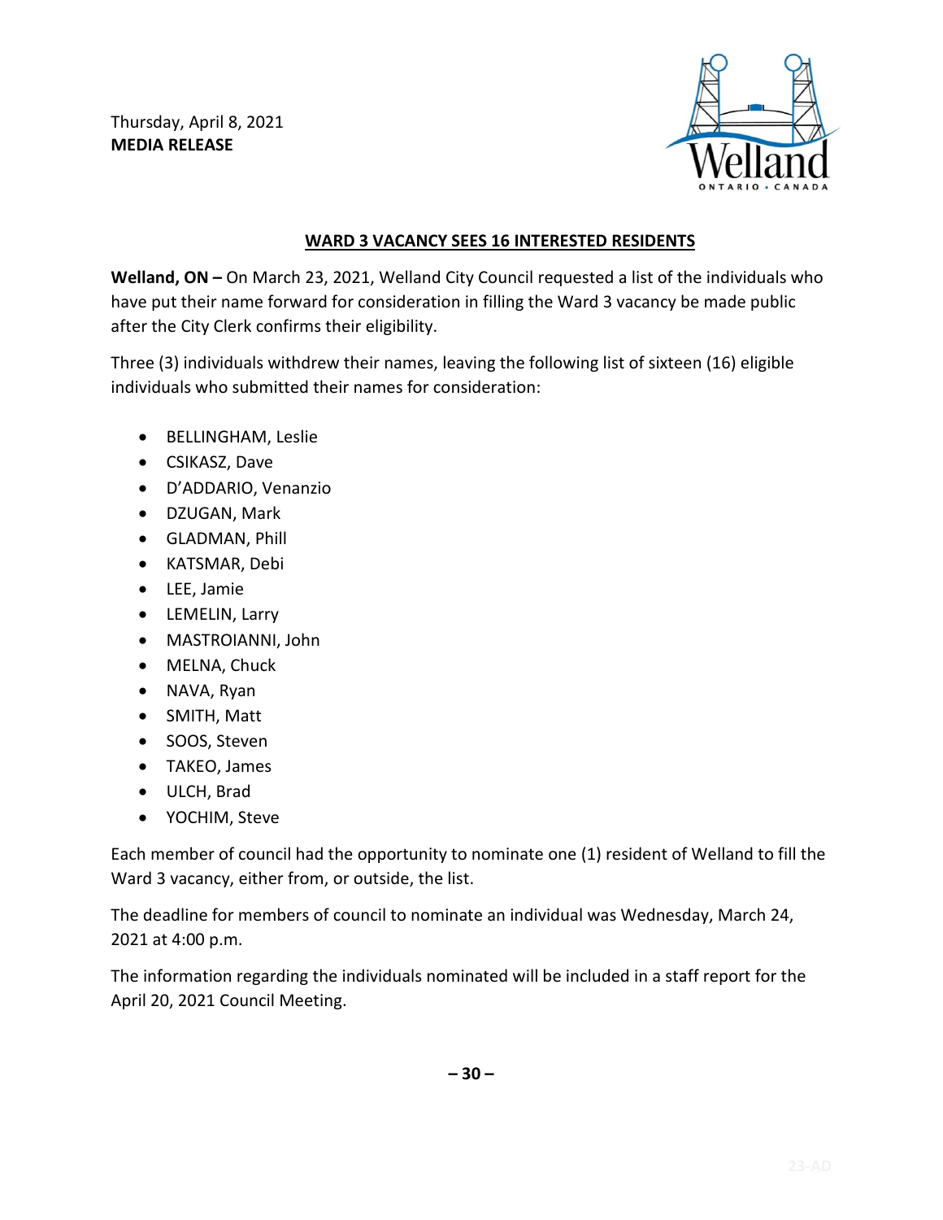Thursday, April 8, 2021
**MEDIA RELEASE**

## WARD 3 VACANCY SEES 16 INTERESTED RESIDENTS

**Welland, ON –** On March 23, 2021, Welland City Council requested a list of the individuals who have put their name forward for consideration in filling the Ward 3 vacancy be made public after the City Clerk confirms their eligibility.

Three (3) individuals withdrew their names, leaving the following list of sixteen (16) eligible individuals who submitted their names for consideration:

- BELLINGHAM, Leslie
- CSIKASZ, Dave
- D'ADDARIO, Venanzio
- DZUGAN, Mark
- GLADMAN, Phill
- KATSMAR, Debi
- LEE, Jamie
- LEMELIN, Larry
- MASTROIANNI, John
- MELNA, Chuck
- NAVA, Ryan
- SMITH, Matt
- SOOS, Steven
- TAKEO, James
- ULCH, Brad
- YOCHIM, Steve

Each member of council had the opportunity to nominate one (1) resident of Welland to fill the Ward 3 vacancy, either from, or outside, the list.

The deadline for members of council to nominate an individual was Wednesday, March 24, 2021 at 4:00 p.m.

The information regarding the individuals nominated will be included in a staff report for the April 20, 2021 Council Meeting.

**– 30 –**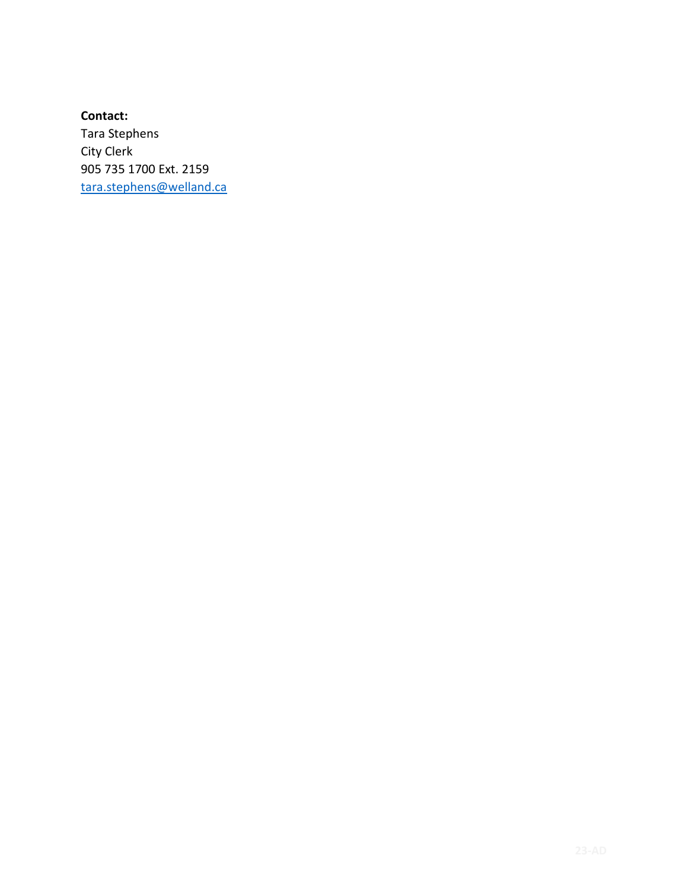**Contact:**
Tara Stephens
City Clerk
905 735 1700 Ext. 2159
tara.stephens@welland.ca